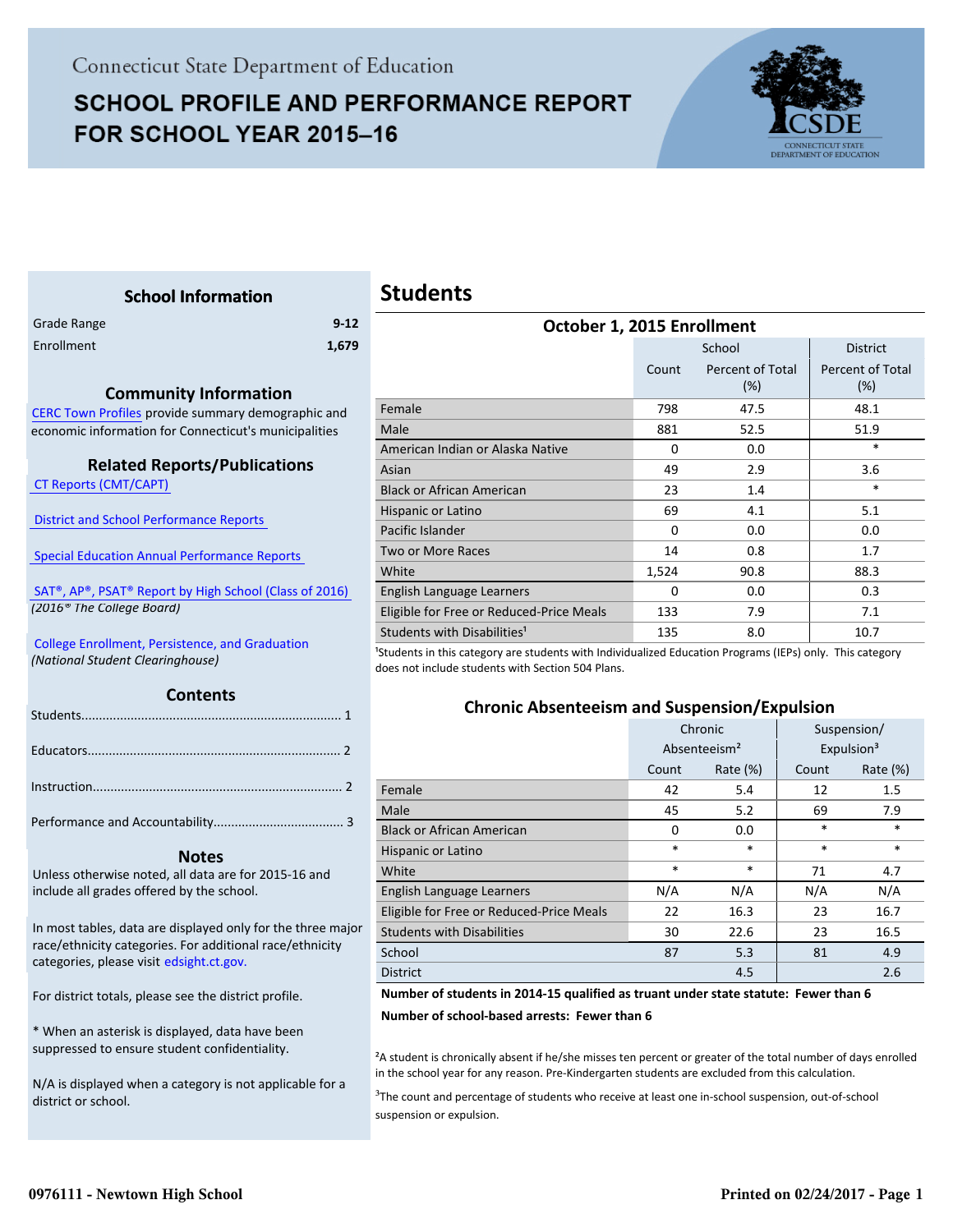Connecticut State Department of Education

# SCHOOL PROFILE AND PERFORMANCE REPORT FOR SCHOOL YEAR 2015–16

## School Information

| | |
|---|---|
| Grade Range | 9-12 |
| Enrollment | 1,679 |

## Community Information

CERC Town Profiles provide summary demographic and economic information for Connecticut's municipalities

## Related Reports/Publications

CT Reports (CMT/CAPT)

District and School Performance Reports

Special Education Annual Performance Reports

SAT®, AP®, PSAT® Report by High School (Class of 2016)
*(2016® The College Board)*

College Enrollment, Persistence, and Graduation
*(National Student Clearinghouse)*

## Contents

Students........................................................................ 1

Educators...................................................................... 2

Instruction..................................................................... 2

Performance and Accountability.................................... 3

## Notes

Unless otherwise noted, all data are for 2015-16 and include all grades offered by the school.

In most tables, data are displayed only for the three major race/ethnicity categories. For additional race/ethnicity categories, please visit edsight.ct.gov.

For district totals, please see the district profile.

* When an asterisk is displayed, data have been suppressed to ensure student confidentiality.

N/A is displayed when a category is not applicable for a district or school.

# Students

### October 1, 2015 Enrollment

| | School | | District |
|---|---|---|---|
| | Count | Percent of Total (%) | Percent of Total (%) |
| Female | 798 | 47.5 | 48.1 |
| Male | 881 | 52.5 | 51.9 |
| American Indian or Alaska Native | 0 | 0.0 | * |
| Asian | 49 | 2.9 | 3.6 |
| Black or African American | 23 | 1.4 | * |
| Hispanic or Latino | 69 | 4.1 | 5.1 |
| Pacific Islander | 0 | 0.0 | 0.0 |
| Two or More Races | 14 | 0.8 | 1.7 |
| White | 1,524 | 90.8 | 88.3 |
| English Language Learners | 0 | 0.0 | 0.3 |
| Eligible for Free or Reduced-Price Meals | 133 | 7.9 | 7.1 |
| Students with Disabilities[1] | 135 | 8.0 | 10.7 |

[1]Students in this category are students with Individualized Education Programs (IEPs) only. This category does not include students with Section 504 Plans.

### Chronic Absenteeism and Suspension/Expulsion

| | Chronic Absenteeism[2] | | Suspension/ Expulsion[3] | |
|---|---|---|---|---|
| | Count | Rate (%) | Count | Rate (%) |
| Female | 42 | 5.4 | 12 | 1.5 |
| Male | 45 | 5.2 | 69 | 7.9 |
| Black or African American | 0 | 0.0 | * | * |
| Hispanic or Latino | * | * | * | * |
| White | * | * | 71 | 4.7 |
| English Language Learners | N/A | N/A | N/A | N/A |
| Eligible for Free or Reduced-Price Meals | 22 | 16.3 | 23 | 16.7 |
| Students with Disabilities | 30 | 22.6 | 23 | 16.5 |
| School | 87 | 5.3 | 81 | 4.9 |
| District | | 4.5 | | 2.6 |

**Number of students in 2014-15 qualified as truant under state statute: Fewer than 6**

**Number of school-based arrests: Fewer than 6**

[2]A student is chronically absent if he/she misses ten percent or greater of the total number of days enrolled in the school year for any reason. Pre-Kindergarten students are excluded from this calculation.

[3]The count and percentage of students who receive at least one in-school suspension, out-of-school suspension or expulsion.

0976111 - Newtown High School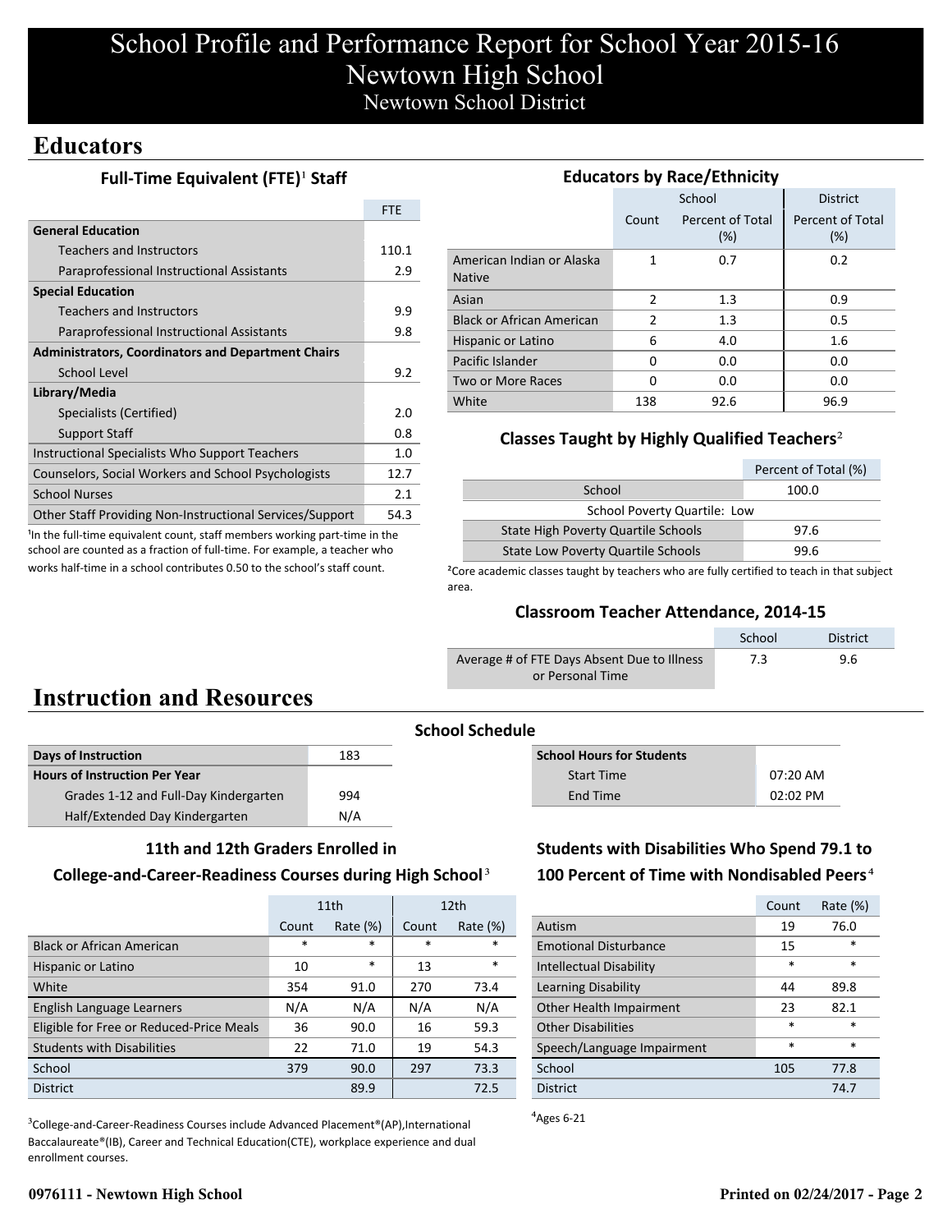# School Profile and Performance Report for School Year 2015-16
# Newtown High School
## Newtown School District

## Educators

### Full-Time Equivalent (FTE)[1] Staff

| | FTE |
|---|---|
| **General Education** | |
| Teachers and Instructors | 110.1 |
| Paraprofessional Instructional Assistants | 2.9 |
| **Special Education** | |
| Teachers and Instructors | 9.9 |
| Paraprofessional Instructional Assistants | 9.8 |
| **Administrators, Coordinators and Department Chairs** | |
| School Level | 9.2 |
| **Library/Media** | |
| Specialists (Certified) | 2.0 |
| Support Staff | 0.8 |
| Instructional Specialists Who Support Teachers | 1.0 |
| Counselors, Social Workers and School Psychologists | 12.7 |
| School Nurses | 2.1 |
| Other Staff Providing Non-Instructional Services/Support | 54.3 |

[1]In the full-time equivalent count, staff members working part-time in the school are counted as a fraction of full-time. For example, a teacher who works half-time in a school contributes 0.50 to the school's staff count.

### Educators by Race/Ethnicity

| | School | | District |
|---|---|---|---|
| | Count | Percent of Total (%) | Percent of Total (%) |
| American Indian or Alaska Native | 1 | 0.7 | 0.2 |
| Asian | 2 | 1.3 | 0.9 |
| Black or African American | 2 | 1.3 | 0.5 |
| Hispanic or Latino | 6 | 4.0 | 1.6 |
| Pacific Islander | 0 | 0.0 | 0.0 |
| Two or More Races | 0 | 0.0 | 0.0 |
| White | 138 | 92.6 | 96.9 |

### Classes Taught by Highly Qualified Teachers[2]

| | Percent of Total (%) |
|---|---|
| School | 100.0 |
| School Poverty Quartile: Low | |
| State High Poverty Quartile Schools | 97.6 |
| State Low Poverty Quartile Schools | 99.6 |

[2]Core academic classes taught by teachers who are fully certified to teach in that subject area.

### Classroom Teacher Attendance, 2014-15

| | School | District |
|---|---|---|
| Average # of FTE Days Absent Due to Illness or Personal Time | 7.3 | 9.6 |

## Instruction and Resources

### School Schedule

| | |
|---|---|
| **Days of Instruction** | 183 |
| **Hours of Instruction Per Year** | |
| Grades 1-12 and Full-Day Kindergarten | 994 |
| Half/Extended Day Kindergarten | N/A |

| **School Hours for Students** | |
|---|---|
| Start Time | 07:20 AM |
| End Time | 02:02 PM |

### 11th and 12th Graders Enrolled in College-and-Career-Readiness Courses during High School[3]

| | 11th | | 12th | |
|---|---|---|---|---|
| | Count | Rate (%) | Count | Rate (%) |
| Black or African American | * | * | * | * |
| Hispanic or Latino | 10 | * | 13 | * |
| White | 354 | 91.0 | 270 | 73.4 |
| English Language Learners | N/A | N/A | N/A | N/A |
| Eligible for Free or Reduced-Price Meals | 36 | 90.0 | 16 | 59.3 |
| Students with Disabilities | 22 | 71.0 | 19 | 54.3 |
| School | 379 | 90.0 | 297 | 73.3 |
| District | | 89.9 | | 72.5 |

[3]College-and-Career-Readiness Courses include Advanced Placement®(AP),International Baccalaureate®(IB), Career and Technical Education(CTE), workplace experience and dual enrollment courses.

### Students with Disabilities Who Spend 79.1 to 100 Percent of Time with Nondisabled Peers[4]

| | Count | Rate (%) |
|---|---|---|
| Autism | 19 | 76.0 |
| Emotional Disturbance | 15 | * |
| Intellectual Disability | * | * |
| Learning Disability | 44 | 89.8 |
| Other Health Impairment | 23 | 82.1 |
| Other Disabilities | * | * |
| Speech/Language Impairment | * | * |
| School | 105 | 77.8 |
| District | | 74.7 |

[4]Ages 6-21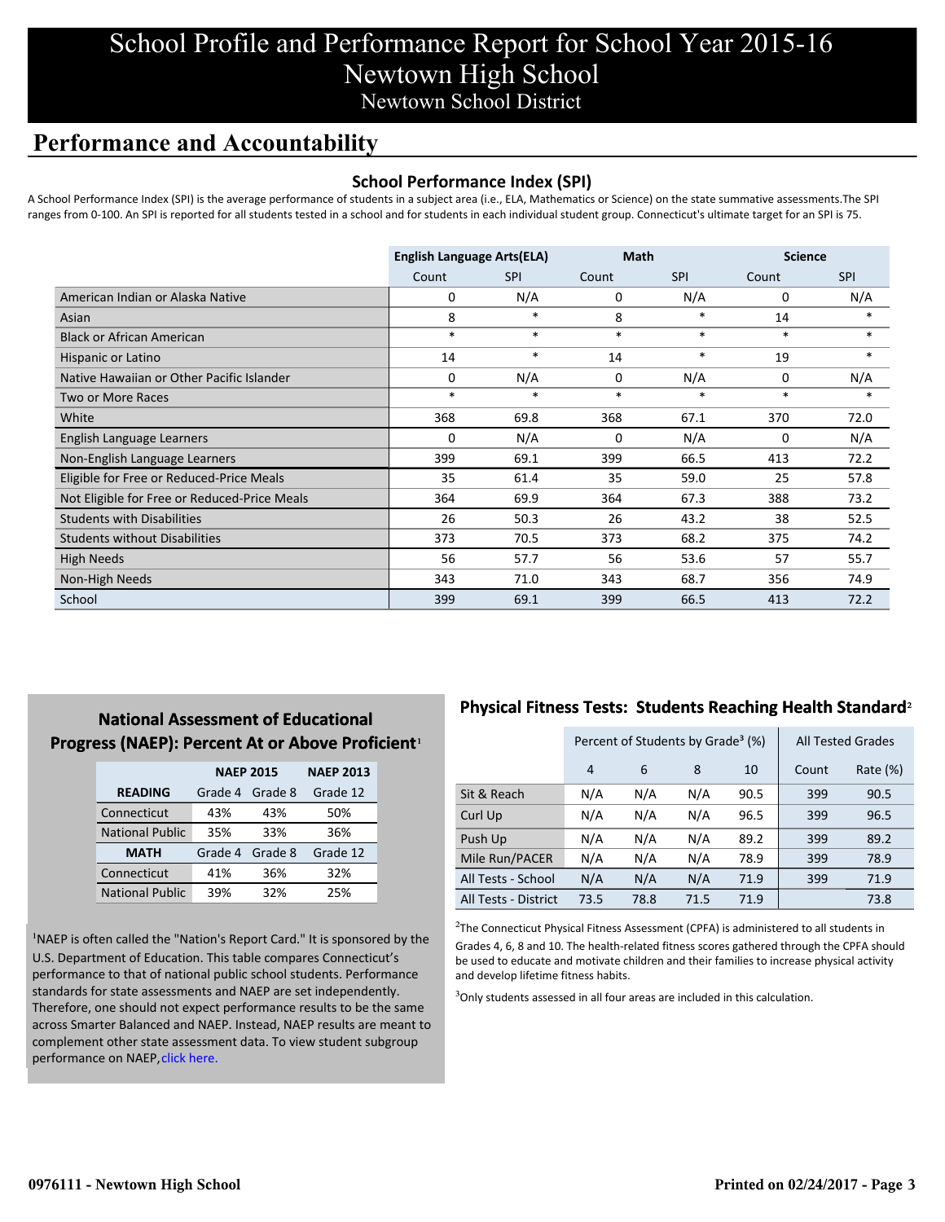# School Profile and Performance Report for School Year 2015-16
# Newtown High School
## Newtown School District

## Performance and Accountability

### School Performance Index (SPI)

A School Performance Index (SPI) is the average performance of students in a subject area (i.e., ELA, Mathematics or Science) on the state summative assessments.The SPI ranges from 0-100. An SPI is reported for all students tested in a school and for students in each individual student group. Connecticut's ultimate target for an SPI is 75.

| | English Language Arts(ELA) | | Math | | Science | |
|---|---|---|---|---|---|---|
| | Count | SPI | Count | SPI | Count | SPI |
| American Indian or Alaska Native | 0 | N/A | 0 | N/A | 0 | N/A |
| Asian | 8 | * | 8 | * | 14 | * |
| Black or African American | * | * | * | * | * | * |
| Hispanic or Latino | 14 | * | 14 | * | 19 | * |
| Native Hawaiian or Other Pacific Islander | 0 | N/A | 0 | N/A | 0 | N/A |
| Two or More Races | * | * | * | * | * | * |
| White | 368 | 69.8 | 368 | 67.1 | 370 | 72.0 |
| English Language Learners | 0 | N/A | 0 | N/A | 0 | N/A |
| Non-English Language Learners | 399 | 69.1 | 399 | 66.5 | 413 | 72.2 |
| Eligible for Free or Reduced-Price Meals | 35 | 61.4 | 35 | 59.0 | 25 | 57.8 |
| Not Eligible for Free or Reduced-Price Meals | 364 | 69.9 | 364 | 67.3 | 388 | 73.2 |
| Students with Disabilities | 26 | 50.3 | 26 | 43.2 | 38 | 52.5 |
| Students without Disabilities | 373 | 70.5 | 373 | 68.2 | 375 | 74.2 |
| High Needs | 56 | 57.7 | 56 | 53.6 | 57 | 55.7 |
| Non-High Needs | 343 | 71.0 | 343 | 68.7 | 356 | 74.9 |
| School | 399 | 69.1 | 399 | 66.5 | 413 | 72.2 |

### National Assessment of Educational Progress (NAEP): Percent At or Above Proficient[1]

| | NAEP 2015 | | NAEP 2013 |
|---|---|---|---|
| **READING** | Grade 4 | Grade 8 | Grade 12 |
| Connecticut | 43% | 43% | 50% |
| National Public | 35% | 33% | 36% |
| **MATH** | Grade 4 | Grade 8 | Grade 12 |
| Connecticut | 41% | 36% | 32% |
| National Public | 39% | 32% | 25% |

[1]NAEP is often called the "Nation's Report Card." It is sponsored by the U.S. Department of Education. This table compares Connecticut's performance to that of national public school students. Performance standards for state assessments and NAEP are set independently. Therefore, one should not expect performance results to be the same across Smarter Balanced and NAEP. Instead, NAEP results are meant to complement other state assessment data. To view student subgroup performance on NAEP, click here.

### Physical Fitness Tests: Students Reaching Health Standard[2]

| | Percent of Students by Grade[3] (%) | | | | All Tested Grades | |
|---|---|---|---|---|---|---|
| | 4 | 6 | 8 | 10 | Count | Rate (%) |
| Sit & Reach | N/A | N/A | N/A | 90.5 | 399 | 90.5 |
| Curl Up | N/A | N/A | N/A | 96.5 | 399 | 96.5 |
| Push Up | N/A | N/A | N/A | 89.2 | 399 | 89.2 |
| Mile Run/PACER | N/A | N/A | N/A | 78.9 | 399 | 78.9 |
| All Tests - School | N/A | N/A | N/A | 71.9 | 399 | 71.9 |
| All Tests - District | 73.5 | 78.8 | 71.5 | 71.9 | | 73.8 |

[2]The Connecticut Physical Fitness Assessment (CPFA) is administered to all students in Grades 4, 6, 8 and 10. The health-related fitness scores gathered through the CPFA should be used to educate and motivate children and their families to increase physical activity and develop lifetime fitness habits.

[3]Only students assessed in all four areas are included in this calculation.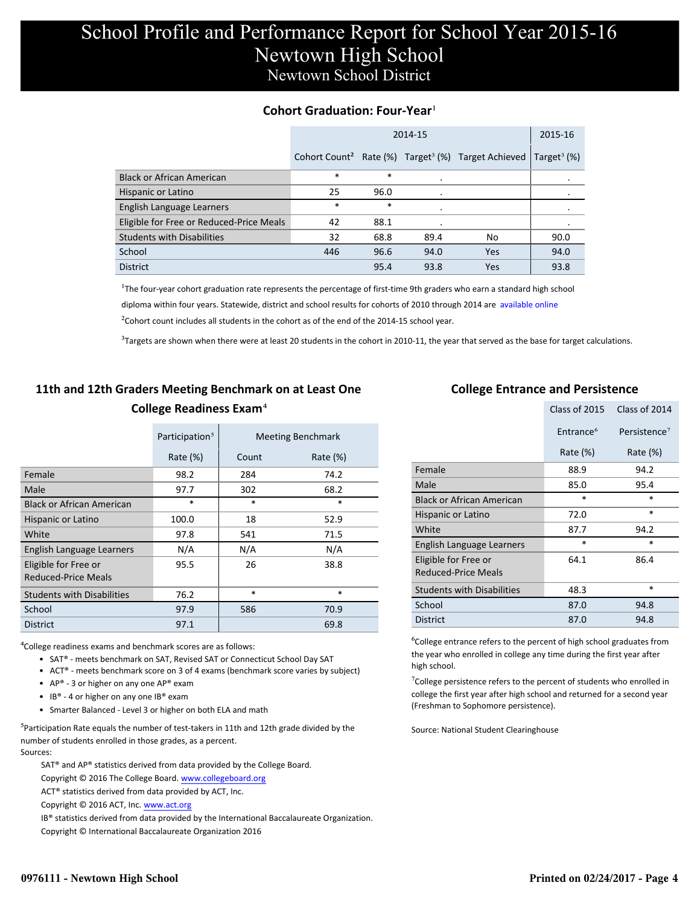# School Profile and Performance Report for School Year 2015-16
## Newtown High School
### Newtown School District

## Cohort Graduation: Four-Year[1]

| | 2014-15 | | | | 2015-16 |
|---|---|---|---|---|---|
| | Cohort Count[2] | Rate (%) | Target[3] (%) | Target Achieved | Target[3] (%) |
| Black or African American | * | * | . | | . |
| Hispanic or Latino | 25 | 96.0 | . | | . |
| English Language Learners | * | * | . | | . |
| Eligible for Free or Reduced-Price Meals | 42 | 88.1 | . | | . |
| Students with Disabilities | 32 | 68.8 | 89.4 | No | 90.0 |
| School | 446 | 96.6 | 94.0 | Yes | 94.0 |
| District | | 95.4 | 93.8 | Yes | 93.8 |

[1]The four-year cohort graduation rate represents the percentage of first-time 9th graders who earn a standard high school diploma within four years. Statewide, district and school results for cohorts of 2010 through 2014 are available online

[2]Cohort count includes all students in the cohort as of the end of the 2014-15 school year.

[3]Targets are shown when there were at least 20 students in the cohort in 2010-11, the year that served as the base for target calculations.

## 11th and 12th Graders Meeting Benchmark on at Least One College Readiness Exam[4]

| | Participation[5] | Meeting Benchmark | |
|---|---|---|---|
| | Rate (%) | Count | Rate (%) |
| Female | 98.2 | 284 | 74.2 |
| Male | 97.7 | 302 | 68.2 |
| Black or African American | * | * | * |
| Hispanic or Latino | 100.0 | 18 | 52.9 |
| White | 97.8 | 541 | 71.5 |
| English Language Learners | N/A | N/A | N/A |
| Eligible for Free or Reduced-Price Meals | 95.5 | 26 | 38.8 |
| Students with Disabilities | 76.2 | * | * |
| School | 97.9 | 586 | 70.9 |
| District | 97.1 | | 69.8 |

[4]College readiness exams and benchmark scores are as follows:

- SAT® - meets benchmark on SAT, Revised SAT or Connecticut School Day SAT
- ACT® - meets benchmark score on 3 of 4 exams (benchmark score varies by subject)
- AP® - 3 or higher on any one AP® exam
- IB® - 4 or higher on any one IB® exam
- Smarter Balanced - Level 3 or higher on both ELA and math

[5]Participation Rate equals the number of test-takers in 11th and 12th grade divided by the number of students enrolled in those grades, as a percent.

Sources:

SAT® and AP® statistics derived from data provided by the College Board.
Copyright © 2016 The College Board. www.collegeboard.org

ACT® statistics derived from data provided by ACT, Inc.
Copyright © 2016 ACT, Inc. www.act.org

IB® statistics derived from data provided by the International Baccalaureate Organization.
Copyright © International Baccalaureate Organization 2016

## College Entrance and Persistence

| | Class of 2015 | Class of 2014 |
|---|---|---|
| | Entrance[6] | Persistence[7] |
| | Rate (%) | Rate (%) |
| Female | 88.9 | 94.2 |
| Male | 85.0 | 95.4 |
| Black or African American | * | * |
| Hispanic or Latino | 72.0 | * |
| White | 87.7 | 94.2 |
| English Language Learners | * | * |
| Eligible for Free or Reduced-Price Meals | 64.1 | 86.4 |
| Students with Disabilities | 48.3 | * |
| School | 87.0 | 94.8 |
| District | 87.0 | 94.8 |

[6]College entrance refers to the percent of high school graduates from the year who enrolled in college any time during the first year after high school.

[7]College persistence refers to the percent of students who enrolled in college the first year after high school and returned for a second year (Freshman to Sophomore persistence).

Source: National Student Clearinghouse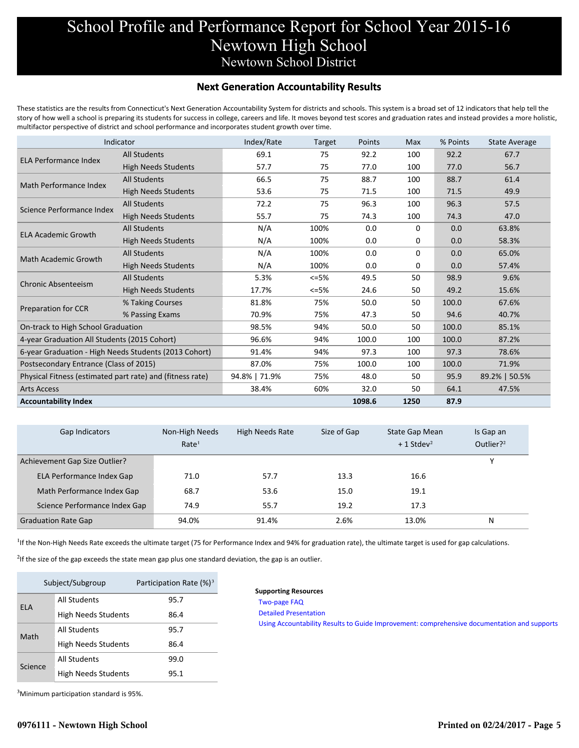# School Profile and Performance Report for School Year 2015-16
# Newtown High School
## Newtown School District

### Next Generation Accountability Results

These statistics are the results from Connecticut's Next Generation Accountability System for districts and schools. This system is a broad set of 12 indicators that help tell the story of how well a school is preparing its students for success in college, careers and life. It moves beyond test scores and graduation rates and instead provides a more holistic, multifactor perspective of district and school performance and incorporates student growth over time.

| Indicator | | Index/Rate | Target | Points | Max | % Points | State Average |
|---|---|---|---|---|---|---|---|
| ELA Performance Index | All Students | 69.1 | 75 | 92.2 | 100 | 92.2 | 67.7 |
| | High Needs Students | 57.7 | 75 | 77.0 | 100 | 77.0 | 56.7 |
| Math Performance Index | All Students | 66.5 | 75 | 88.7 | 100 | 88.7 | 61.4 |
| | High Needs Students | 53.6 | 75 | 71.5 | 100 | 71.5 | 49.9 |
| Science Performance Index | All Students | 72.2 | 75 | 96.3 | 100 | 96.3 | 57.5 |
| | High Needs Students | 55.7 | 75 | 74.3 | 100 | 74.3 | 47.0 |
| ELA Academic Growth | All Students | N/A | 100% | 0.0 | 0 | 0.0 | 63.8% |
| | High Needs Students | N/A | 100% | 0.0 | 0 | 0.0 | 58.3% |
| Math Academic Growth | All Students | N/A | 100% | 0.0 | 0 | 0.0 | 65.0% |
| | High Needs Students | N/A | 100% | 0.0 | 0 | 0.0 | 57.4% |
| Chronic Absenteeism | All Students | 5.3% | <=5% | 49.5 | 50 | 98.9 | 9.6% |
| | High Needs Students | 17.7% | <=5% | 24.6 | 50 | 49.2 | 15.6% |
| Preparation for CCR | % Taking Courses | 81.8% | 75% | 50.0 | 50 | 100.0 | 67.6% |
| | % Passing Exams | 70.9% | 75% | 47.3 | 50 | 94.6 | 40.7% |
| On-track to High School Graduation | | 98.5% | 94% | 50.0 | 50 | 100.0 | 85.1% |
| 4-year Graduation All Students (2015 Cohort) | | 96.6% | 94% | 100.0 | 100 | 100.0 | 87.2% |
| 6-year Graduation - High Needs Students (2013 Cohort) | | 91.4% | 94% | 97.3 | 100 | 97.3 | 78.6% |
| Postsecondary Entrance (Class of 2015) | | 87.0% | 75% | 100.0 | 100 | 100.0 | 71.9% |
| Physical Fitness (estimated part rate) and (fitness rate) | | 94.8% \| 71.9% | 75% | 48.0 | 50 | 95.9 | 89.2% \| 50.5% |
| Arts Access | | 38.4% | 60% | 32.0 | 50 | 64.1 | 47.5% |
| **Accountability Index** | | | | **1098.6** | **1250** | **87.9** | |

| Gap Indicators | Non-High Needs Rate[1] | High Needs Rate | Size of Gap | State Gap Mean + 1 Stdev[2] | Is Gap an Outlier?[2] |
|---|---|---|---|---|---|
| Achievement Gap Size Outlier? | | | | | Y |
| ELA Performance Index Gap | 71.0 | 57.7 | 13.3 | 16.6 | |
| Math Performance Index Gap | 68.7 | 53.6 | 15.0 | 19.1 | |
| Science Performance Index Gap | 74.9 | 55.7 | 19.2 | 17.3 | |
| Graduation Rate Gap | 94.0% | 91.4% | 2.6% | 13.0% | N |

[1]If the Non-High Needs Rate exceeds the ultimate target (75 for Performance Index and 94% for graduation rate), the ultimate target is used for gap calculations.

[2]If the size of the gap exceeds the state mean gap plus one standard deviation, the gap is an outlier.

| Subject/Subgroup | | Participation Rate (%)[3] |
|---|---|---|
| ELA | All Students | 95.7 |
| | High Needs Students | 86.4 |
| Math | All Students | 95.7 |
| | High Needs Students | 86.4 |
| Science | All Students | 99.0 |
| | High Needs Students | 95.1 |

[3]Minimum participation standard is 95%.

**Supporting Resources**

- Two-page FAQ
- Detailed Presentation
- Using Accountability Results to Guide Improvement: comprehensive documentation and supports